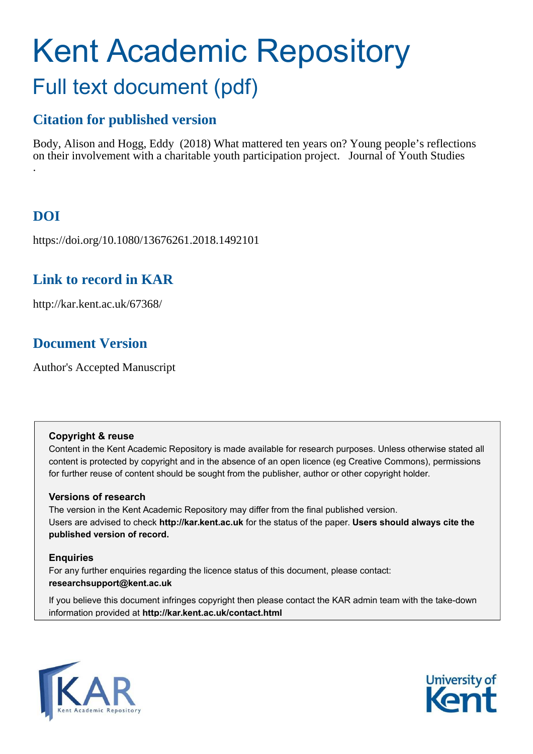# Kent Academic Repository

## Full text document (pdf)

### Citation for published version

Body, Alison and Hogg, Eddy (2018) What mattered ten years on? Young people's reflections on their involvement with a charitable youth participation project. Journal of Youth Studies .

### DOI

https://doi.org/10.1080/13676261.2018.1492101

### Link to record in KAR

http://kar.kent.ac.uk/67368/

### Document Version

Author's Accepted Manuscript

**Copyright & reuse**

Content in the Kent Academic Repository is made available for research purposes. Unless otherwise stated all content is protected by copyright and in the absence of an open licence (eg Creative Commons), permissions for further reuse of content should be sought from the publisher, author or other copyright holder.

**Versions of research**

The version in the Kent Academic Repository may differ from the final published version. Users are advised to check **http://kar.kent.ac.uk** for the status of the paper. **Users should always cite the published version of record.**

**Enquiries**

For any further enquiries regarding the licence status of this document, please contact: **researchsupport@kent.ac.uk**

If you believe this document infringes copyright then please contact the KAR admin team with the take-down information provided at **http://kar.kent.ac.uk/contact.html**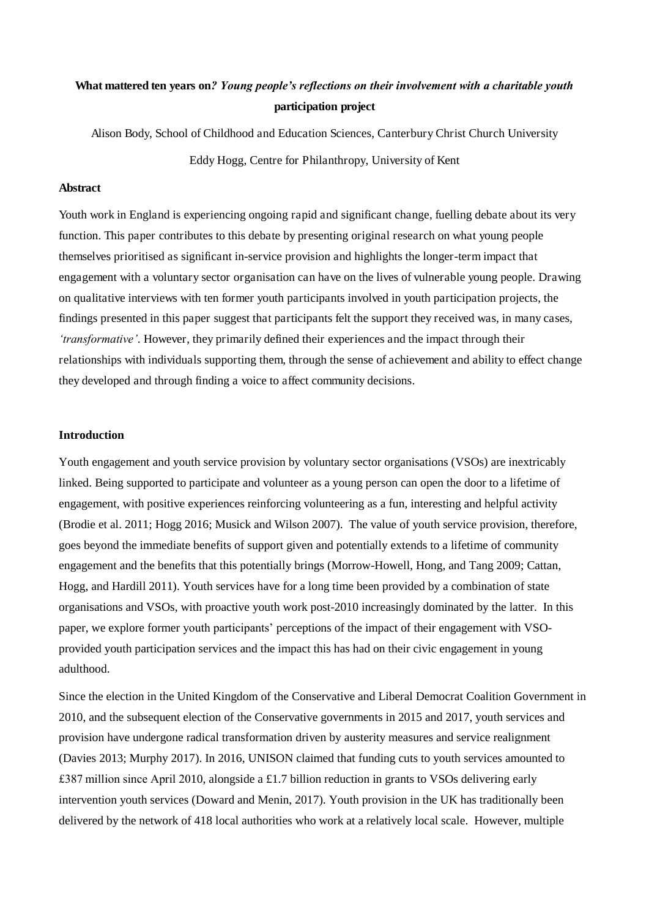**What mattered ten years on*? Young people's reflections on their involvement with a charitable youth* participation project**

Alison Body, School of Childhood and Education Sciences, Canterbury Christ Church University

Eddy Hogg, Centre for Philanthropy, University of Kent

**Abstract**

Youth work in England is experiencing ongoing rapid and significant change, fuelling debate about its very function. This paper contributes to this debate by presenting original research on what young people themselves prioritised as significant in-service provision and highlights the longer-term impact that engagement with a voluntary sector organisation can have on the lives of vulnerable young people. Drawing on qualitative interviews with ten former youth participants involved in youth participation projects, the findings presented in this paper suggest that participants felt the support they received was, in many cases, *'transformative'*. However, they primarily defined their experiences and the impact through their relationships with individuals supporting them, through the sense of achievement and ability to effect change they developed and through finding a voice to affect community decisions.

**Introduction**

Youth engagement and youth service provision by voluntary sector organisations (VSOs) are inextricably linked. Being supported to participate and volunteer as a young person can open the door to a lifetime of engagement, with positive experiences reinforcing volunteering as a fun, interesting and helpful activity (Brodie et al. 2011; Hogg 2016; Musick and Wilson 2007). The value of youth service provision, therefore, goes beyond the immediate benefits of support given and potentially extends to a lifetime of community engagement and the benefits that this potentially brings (Morrow-Howell, Hong, and Tang 2009; Cattan, Hogg, and Hardill 2011). Youth services have for a long time been provided by a combination of state organisations and VSOs, with proactive youth work post-2010 increasingly dominated by the latter. In this paper, we explore former youth participants' perceptions of the impact of their engagement with VSO-provided youth participation services and the impact this has had on their civic engagement in young adulthood.

Since the election in the United Kingdom of the Conservative and Liberal Democrat Coalition Government in 2010, and the subsequent election of the Conservative governments in 2015 and 2017, youth services and provision have undergone radical transformation driven by austerity measures and service realignment (Davies 2013; Murphy 2017). In 2016, UNISON claimed that funding cuts to youth services amounted to £387 million since April 2010, alongside a £1.7 billion reduction in grants to VSOs delivering early intervention youth services (Doward and Menin, 2017). Youth provision in the UK has traditionally been delivered by the network of 418 local authorities who work at a relatively local scale. However, multiple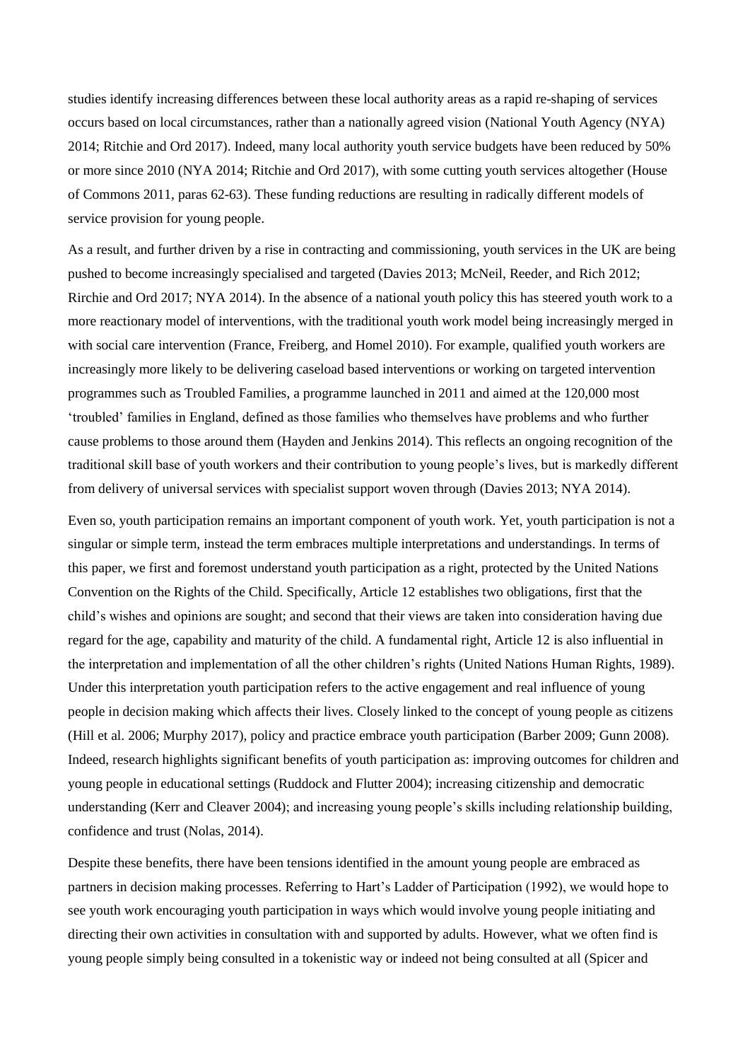studies identify increasing differences between these local authority areas as a rapid re-shaping of services occurs based on local circumstances, rather than a nationally agreed vision (National Youth Agency (NYA) 2014; Ritchie and Ord 2017). Indeed, many local authority youth service budgets have been reduced by 50% or more since 2010 (NYA 2014; Ritchie and Ord 2017), with some cutting youth services altogether (House of Commons 2011, paras 62-63). These funding reductions are resulting in radically different models of service provision for young people.

As a result, and further driven by a rise in contracting and commissioning, youth services in the UK are being pushed to become increasingly specialised and targeted (Davies 2013; McNeil, Reeder, and Rich 2012; Rirchie and Ord 2017; NYA 2014). In the absence of a national youth policy this has steered youth work to a more reactionary model of interventions, with the traditional youth work model being increasingly merged in with social care intervention (France, Freiberg, and Homel 2010). For example, qualified youth workers are increasingly more likely to be delivering caseload based interventions or working on targeted intervention programmes such as Troubled Families, a programme launched in 2011 and aimed at the 120,000 most 'troubled' families in England, defined as those families who themselves have problems and who further cause problems to those around them (Hayden and Jenkins 2014). This reflects an ongoing recognition of the traditional skill base of youth workers and their contribution to young people's lives, but is markedly different from delivery of universal services with specialist support woven through (Davies 2013; NYA 2014).

Even so, youth participation remains an important component of youth work. Yet, youth participation is not a singular or simple term, instead the term embraces multiple interpretations and understandings. In terms of this paper, we first and foremost understand youth participation as a right, protected by the United Nations Convention on the Rights of the Child. Specifically, Article 12 establishes two obligations, first that the child's wishes and opinions are sought; and second that their views are taken into consideration having due regard for the age, capability and maturity of the child. A fundamental right, Article 12 is also influential in the interpretation and implementation of all the other children's rights (United Nations Human Rights, 1989). Under this interpretation youth participation refers to the active engagement and real influence of young people in decision making which affects their lives. Closely linked to the concept of young people as citizens (Hill et al. 2006; Murphy 2017), policy and practice embrace youth participation (Barber 2009; Gunn 2008). Indeed, research highlights significant benefits of youth participation as: improving outcomes for children and young people in educational settings (Ruddock and Flutter 2004); increasing citizenship and democratic understanding (Kerr and Cleaver 2004); and increasing young people's skills including relationship building, confidence and trust (Nolas, 2014).

Despite these benefits, there have been tensions identified in the amount young people are embraced as partners in decision making processes. Referring to Hart's Ladder of Participation (1992), we would hope to see youth work encouraging youth participation in ways which would involve young people initiating and directing their own activities in consultation with and supported by adults. However, what we often find is young people simply being consulted in a tokenistic way or indeed not being consulted at all (Spicer and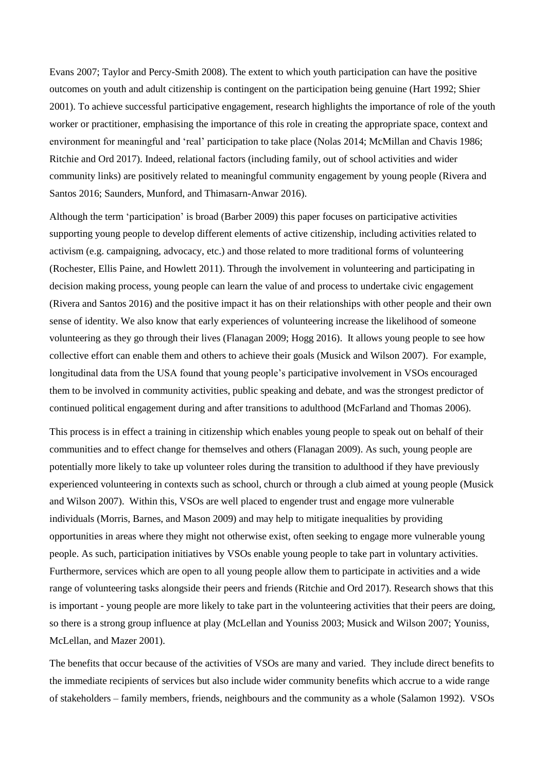Evans 2007; Taylor and Percy-Smith 2008). The extent to which youth participation can have the positive outcomes on youth and adult citizenship is contingent on the participation being genuine (Hart 1992; Shier 2001). To achieve successful participative engagement, research highlights the importance of role of the youth worker or practitioner, emphasising the importance of this role in creating the appropriate space, context and environment for meaningful and 'real' participation to take place (Nolas 2014; McMillan and Chavis 1986; Ritchie and Ord 2017). Indeed, relational factors (including family, out of school activities and wider community links) are positively related to meaningful community engagement by young people (Rivera and Santos 2016; Saunders, Munford, and Thimasarn-Anwar 2016).

Although the term 'participation' is broad (Barber 2009) this paper focuses on participative activities supporting young people to develop different elements of active citizenship, including activities related to activism (e.g. campaigning, advocacy, etc.) and those related to more traditional forms of volunteering (Rochester, Ellis Paine, and Howlett 2011). Through the involvement in volunteering and participating in decision making process, young people can learn the value of and process to undertake civic engagement (Rivera and Santos 2016) and the positive impact it has on their relationships with other people and their own sense of identity. We also know that early experiences of volunteering increase the likelihood of someone volunteering as they go through their lives (Flanagan 2009; Hogg 2016). It allows young people to see how collective effort can enable them and others to achieve their goals (Musick and Wilson 2007). For example, longitudinal data from the USA found that young people's participative involvement in VSOs encouraged them to be involved in community activities, public speaking and debate, and was the strongest predictor of continued political engagement during and after transitions to adulthood (McFarland and Thomas 2006).

This process is in effect a training in citizenship which enables young people to speak out on behalf of their communities and to effect change for themselves and others (Flanagan 2009). As such, young people are potentially more likely to take up volunteer roles during the transition to adulthood if they have previously experienced volunteering in contexts such as school, church or through a club aimed at young people (Musick and Wilson 2007). Within this, VSOs are well placed to engender trust and engage more vulnerable individuals (Morris, Barnes, and Mason 2009) and may help to mitigate inequalities by providing opportunities in areas where they might not otherwise exist, often seeking to engage more vulnerable young people. As such, participation initiatives by VSOs enable young people to take part in voluntary activities. Furthermore, services which are open to all young people allow them to participate in activities and a wide range of volunteering tasks alongside their peers and friends (Ritchie and Ord 2017). Research shows that this is important - young people are more likely to take part in the volunteering activities that their peers are doing, so there is a strong group influence at play (McLellan and Youniss 2003; Musick and Wilson 2007; Youniss, McLellan, and Mazer 2001).

The benefits that occur because of the activities of VSOs are many and varied. They include direct benefits to the immediate recipients of services but also include wider community benefits which accrue to a wide range of stakeholders – family members, friends, neighbours and the community as a whole (Salamon 1992). VSOs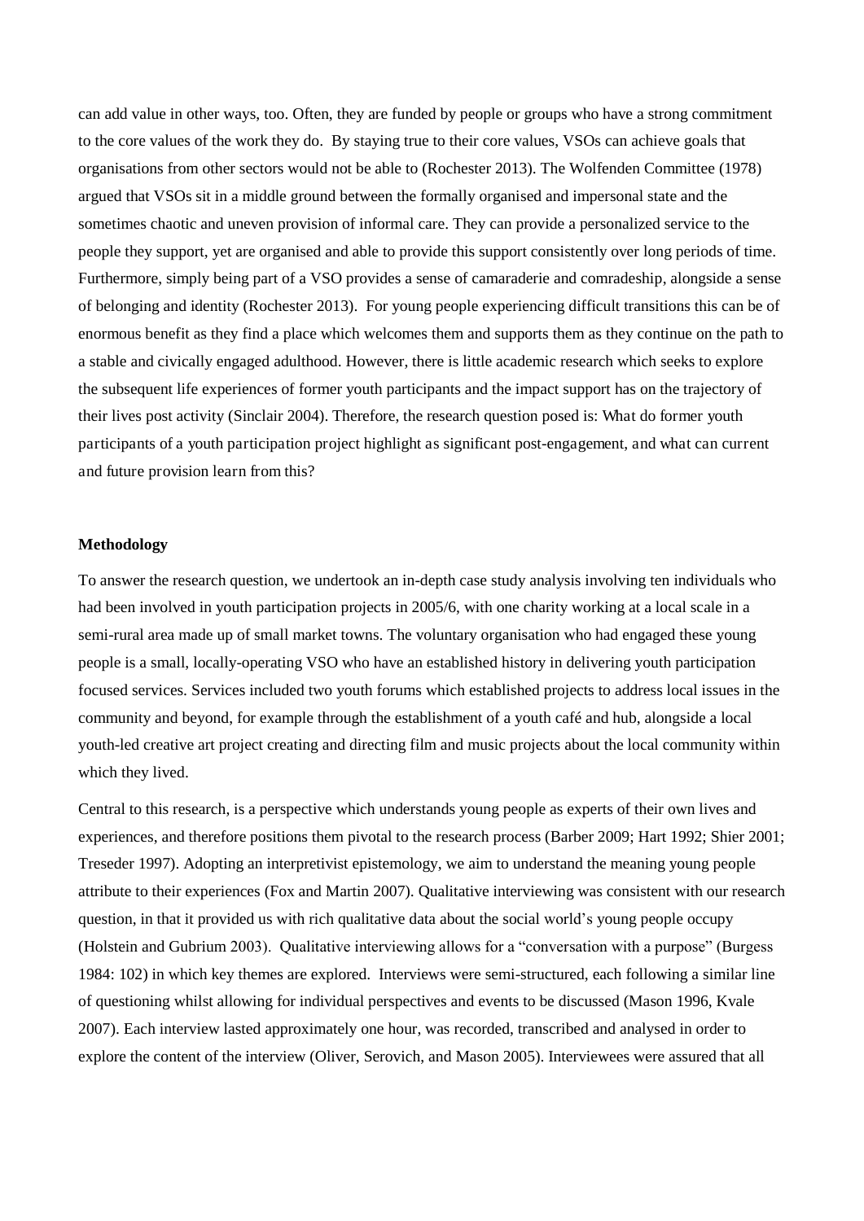can add value in other ways, too. Often, they are funded by people or groups who have a strong commitment to the core values of the work they do. By staying true to their core values, VSOs can achieve goals that organisations from other sectors would not be able to (Rochester 2013). The Wolfenden Committee (1978) argued that VSOs sit in a middle ground between the formally organised and impersonal state and the sometimes chaotic and uneven provision of informal care. They can provide a personalized service to the people they support, yet are organised and able to provide this support consistently over long periods of time. Furthermore, simply being part of a VSO provides a sense of camaraderie and comradeship, alongside a sense of belonging and identity (Rochester 2013). For young people experiencing difficult transitions this can be of enormous benefit as they find a place which welcomes them and supports them as they continue on the path to a stable and civically engaged adulthood. However, there is little academic research which seeks to explore the subsequent life experiences of former youth participants and the impact support has on the trajectory of their lives post activity (Sinclair 2004). Therefore, the research question posed is: What do former youth participants of a youth participation project highlight as significant post-engagement, and what can current and future provision learn from this?

**Methodology**

To answer the research question, we undertook an in-depth case study analysis involving ten individuals who had been involved in youth participation projects in 2005/6, with one charity working at a local scale in a semi-rural area made up of small market towns. The voluntary organisation who had engaged these young people is a small, locally-operating VSO who have an established history in delivering youth participation focused services. Services included two youth forums which established projects to address local issues in the community and beyond, for example through the establishment of a youth café and hub, alongside a local youth-led creative art project creating and directing film and music projects about the local community within which they lived.

Central to this research, is a perspective which understands young people as experts of their own lives and experiences, and therefore positions them pivotal to the research process (Barber 2009; Hart 1992; Shier 2001; Treseder 1997). Adopting an interpretivist epistemology, we aim to understand the meaning young people attribute to their experiences (Fox and Martin 2007). Qualitative interviewing was consistent with our research question, in that it provided us with rich qualitative data about the social world's young people occupy (Holstein and Gubrium 2003). Qualitative interviewing allows for a "conversation with a purpose" (Burgess 1984: 102) in which key themes are explored. Interviews were semi-structured, each following a similar line of questioning whilst allowing for individual perspectives and events to be discussed (Mason 1996, Kvale 2007). Each interview lasted approximately one hour, was recorded, transcribed and analysed in order to explore the content of the interview (Oliver, Serovich, and Mason 2005). Interviewees were assured that all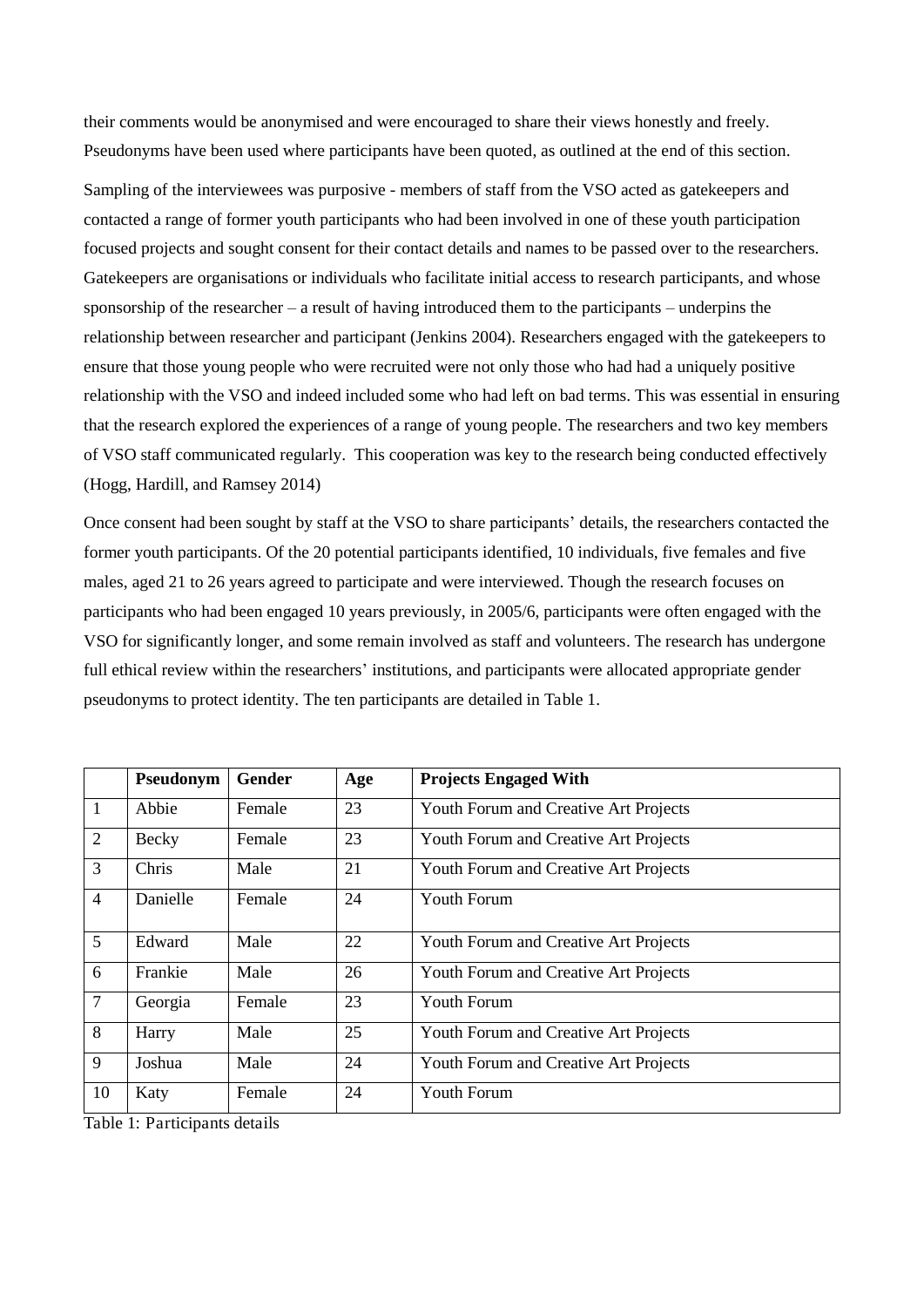their comments would be anonymised and were encouraged to share their views honestly and freely. Pseudonyms have been used where participants have been quoted, as outlined at the end of this section.

Sampling of the interviewees was purposive - members of staff from the VSO acted as gatekeepers and contacted a range of former youth participants who had been involved in one of these youth participation focused projects and sought consent for their contact details and names to be passed over to the researchers. Gatekeepers are organisations or individuals who facilitate initial access to research participants, and whose sponsorship of the researcher – a result of having introduced them to the participants – underpins the relationship between researcher and participant (Jenkins 2004). Researchers engaged with the gatekeepers to ensure that those young people who were recruited were not only those who had had a uniquely positive relationship with the VSO and indeed included some who had left on bad terms. This was essential in ensuring that the research explored the experiences of a range of young people. The researchers and two key members of VSO staff communicated regularly. This cooperation was key to the research being conducted effectively (Hogg, Hardill, and Ramsey 2014)

Once consent had been sought by staff at the VSO to share participants' details, the researchers contacted the former youth participants. Of the 20 potential participants identified, 10 individuals, five females and five males, aged 21 to 26 years agreed to participate and were interviewed. Though the research focuses on participants who had been engaged 10 years previously, in 2005/6, participants were often engaged with the VSO for significantly longer, and some remain involved as staff and volunteers. The research has undergone full ethical review within the researchers' institutions, and participants were allocated appropriate gender pseudonyms to protect identity. The ten participants are detailed in Table 1.

| | Pseudonym | Gender | Age | Projects Engaged With |
|---|---|---|---|---|
| 1 | Abbie | Female | 23 | Youth Forum and Creative Art Projects |
| 2 | Becky | Female | 23 | Youth Forum and Creative Art Projects |
| 3 | Chris | Male | 21 | Youth Forum and Creative Art Projects |
| 4 | Danielle | Female | 24 | Youth Forum |
| 5 | Edward | Male | 22 | Youth Forum and Creative Art Projects |
| 6 | Frankie | Male | 26 | Youth Forum and Creative Art Projects |
| 7 | Georgia | Female | 23 | Youth Forum |
| 8 | Harry | Male | 25 | Youth Forum and Creative Art Projects |
| 9 | Joshua | Male | 24 | Youth Forum and Creative Art Projects |
| 10 | Katy | Female | 24 | Youth Forum |

Table 1: Participants details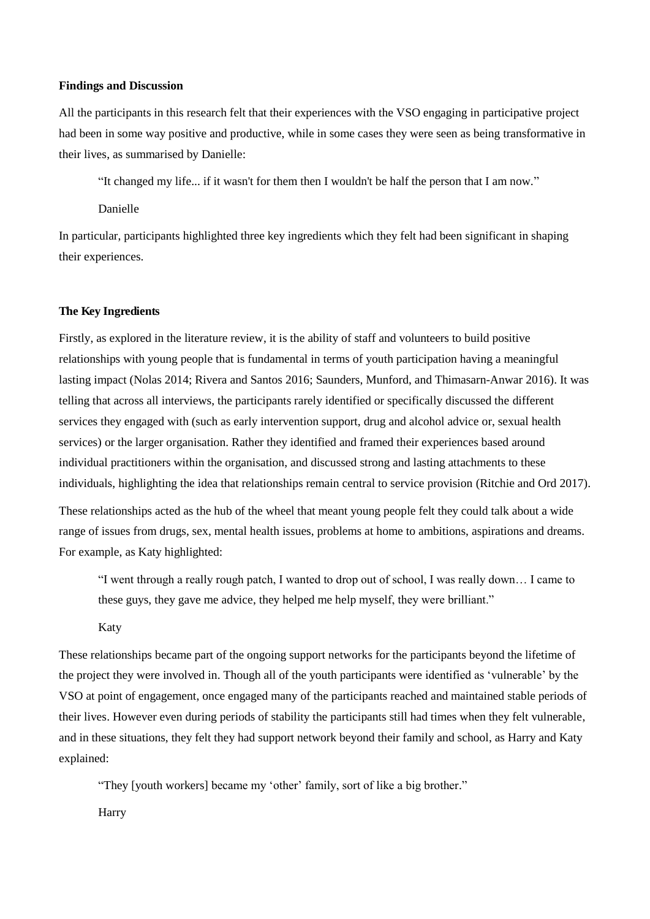**Findings and Discussion**

All the participants in this research felt that their experiences with the VSO engaging in participative project had been in some way positive and productive, while in some cases they were seen as being transformative in their lives, as summarised by Danielle:

> "It changed my life... if it wasn't for them then I wouldn't be half the person that I am now."
>
> Danielle

In particular, participants highlighted three key ingredients which they felt had been significant in shaping their experiences.

**The Key Ingredients**

Firstly, as explored in the literature review, it is the ability of staff and volunteers to build positive relationships with young people that is fundamental in terms of youth participation having a meaningful lasting impact (Nolas 2014; Rivera and Santos 2016; Saunders, Munford, and Thimasarn-Anwar 2016). It was telling that across all interviews, the participants rarely identified or specifically discussed the different services they engaged with (such as early intervention support, drug and alcohol advice or, sexual health services) or the larger organisation. Rather they identified and framed their experiences based around individual practitioners within the organisation, and discussed strong and lasting attachments to these individuals, highlighting the idea that relationships remain central to service provision (Ritchie and Ord 2017).

These relationships acted as the hub of the wheel that meant young people felt they could talk about a wide range of issues from drugs, sex, mental health issues, problems at home to ambitions, aspirations and dreams. For example, as Katy highlighted:

> "I went through a really rough patch, I wanted to drop out of school, I was really down… I came to these guys, they gave me advice, they helped me help myself, they were brilliant."
>
> Katy

These relationships became part of the ongoing support networks for the participants beyond the lifetime of the project they were involved in. Though all of the youth participants were identified as 'vulnerable' by the VSO at point of engagement, once engaged many of the participants reached and maintained stable periods of their lives. However even during periods of stability the participants still had times when they felt vulnerable, and in these situations, they felt they had support network beyond their family and school, as Harry and Katy explained:

> "They [youth workers] became my 'other' family, sort of like a big brother."
>
> Harry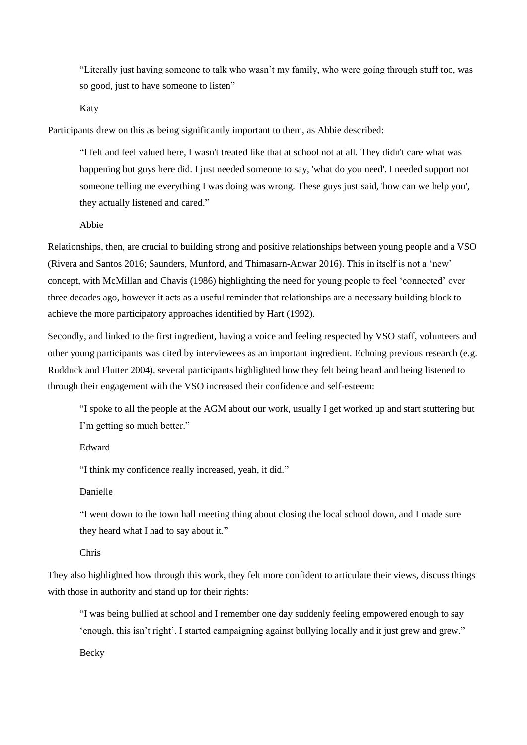> "Literally just having someone to talk who wasn't my family, who were going through stuff too, was so good, just to have someone to listen"
>
> Katy

Participants drew on this as being significantly important to them, as Abbie described:

> "I felt and feel valued here, I wasn't treated like that at school not at all. They didn't care what was happening but guys here did. I just needed someone to say, 'what do you need'. I needed support not someone telling me everything I was doing was wrong. These guys just said, 'how can we help you', they actually listened and cared."
>
> Abbie

Relationships, then, are crucial to building strong and positive relationships between young people and a VSO (Rivera and Santos 2016; Saunders, Munford, and Thimasarn-Anwar 2016). This in itself is not a 'new' concept, with McMillan and Chavis (1986) highlighting the need for young people to feel 'connected' over three decades ago, however it acts as a useful reminder that relationships are a necessary building block to achieve the more participatory approaches identified by Hart (1992).

Secondly, and linked to the first ingredient, having a voice and feeling respected by VSO staff, volunteers and other young participants was cited by interviewees as an important ingredient. Echoing previous research (e.g. Rudduck and Flutter 2004), several participants highlighted how they felt being heard and being listened to through their engagement with the VSO increased their confidence and self-esteem:

> "I spoke to all the people at the AGM about our work, usually I get worked up and start stuttering but I'm getting so much better."
>
> Edward

> "I think my confidence really increased, yeah, it did."
>
> Danielle

> "I went down to the town hall meeting thing about closing the local school down, and I made sure they heard what I had to say about it."
>
> Chris

They also highlighted how through this work, they felt more confident to articulate their views, discuss things with those in authority and stand up for their rights:

> "I was being bullied at school and I remember one day suddenly feeling empowered enough to say 'enough, this isn't right'. I started campaigning against bullying locally and it just grew and grew."
>
> Becky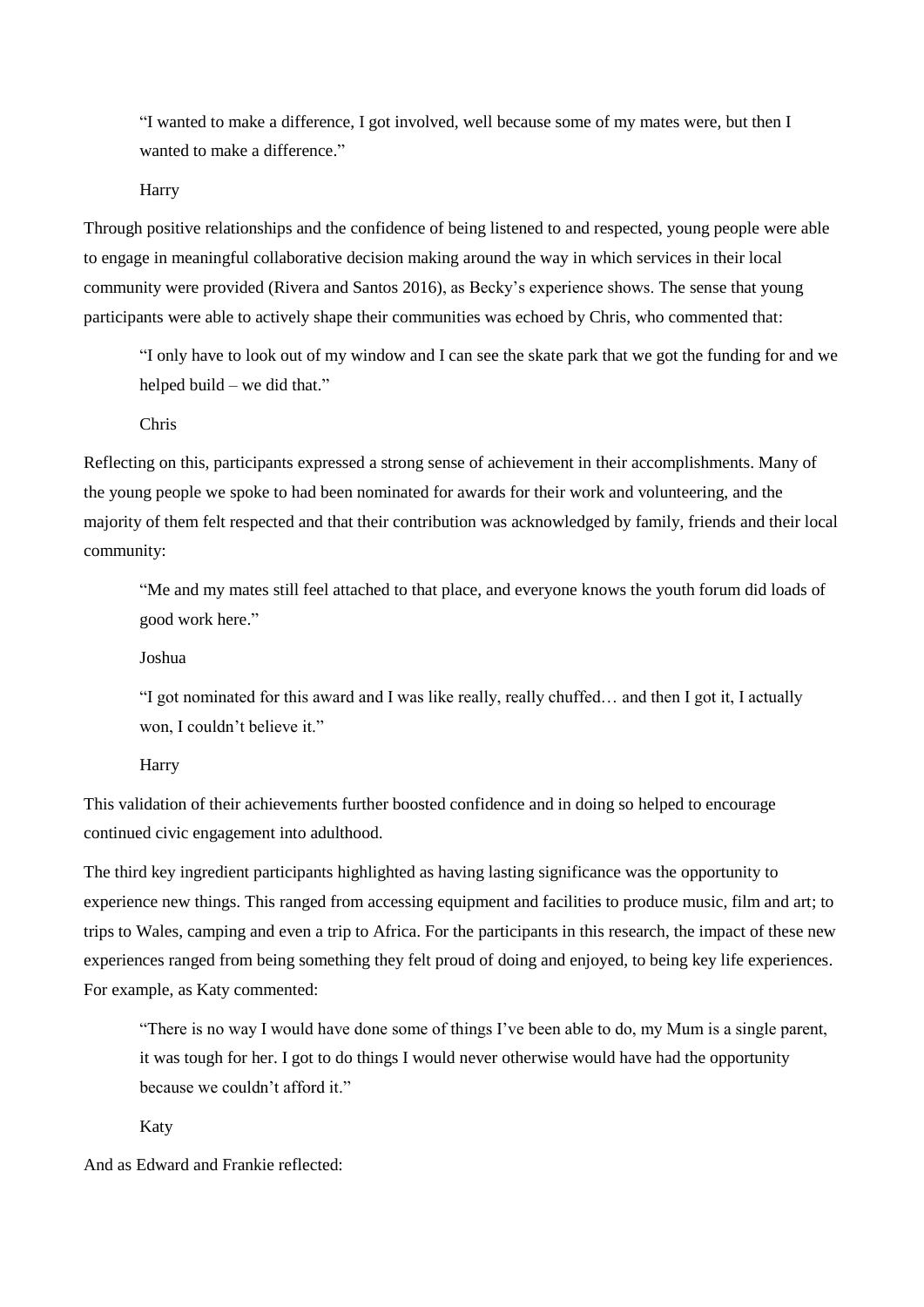> "I wanted to make a difference, I got involved, well because some of my mates were, but then I wanted to make a difference."
>
> Harry

Through positive relationships and the confidence of being listened to and respected, young people were able to engage in meaningful collaborative decision making around the way in which services in their local community were provided (Rivera and Santos 2016), as Becky's experience shows. The sense that young participants were able to actively shape their communities was echoed by Chris, who commented that:

> "I only have to look out of my window and I can see the skate park that we got the funding for and we helped build – we did that."
>
> Chris

Reflecting on this, participants expressed a strong sense of achievement in their accomplishments. Many of the young people we spoke to had been nominated for awards for their work and volunteering, and the majority of them felt respected and that their contribution was acknowledged by family, friends and their local community:

> "Me and my mates still feel attached to that place, and everyone knows the youth forum did loads of good work here."
>
> Joshua

> "I got nominated for this award and I was like really, really chuffed… and then I got it, I actually won, I couldn't believe it."
>
> Harry

This validation of their achievements further boosted confidence and in doing so helped to encourage continued civic engagement into adulthood.

The third key ingredient participants highlighted as having lasting significance was the opportunity to experience new things. This ranged from accessing equipment and facilities to produce music, film and art; to trips to Wales, camping and even a trip to Africa. For the participants in this research, the impact of these new experiences ranged from being something they felt proud of doing and enjoyed, to being key life experiences. For example, as Katy commented:

> "There is no way I would have done some of things I've been able to do, my Mum is a single parent, it was tough for her. I got to do things I would never otherwise would have had the opportunity because we couldn't afford it."
>
> Katy

And as Edward and Frankie reflected: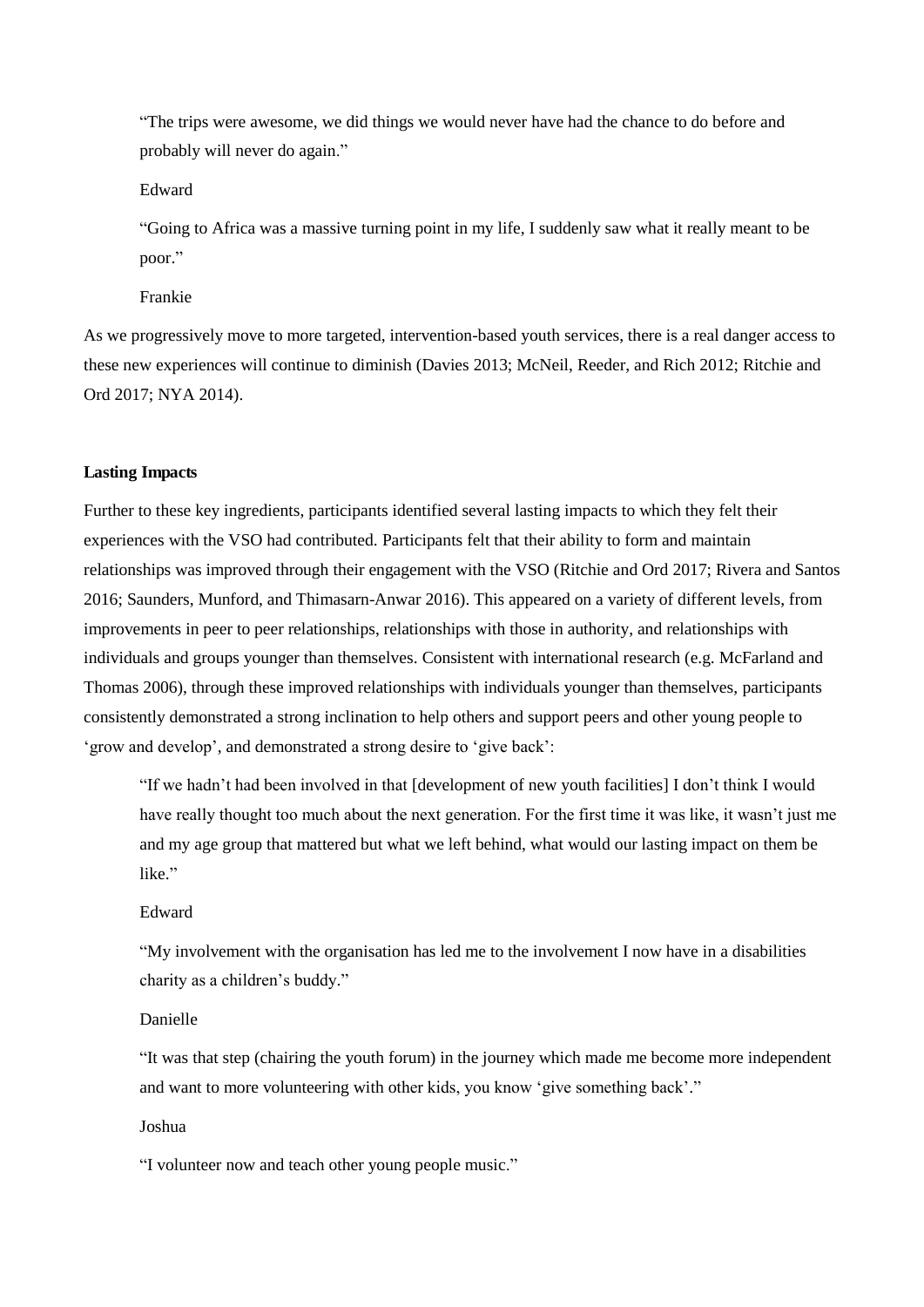> "The trips were awesome, we did things we would never have had the chance to do before and probably will never do again."
>
> Edward

> "Going to Africa was a massive turning point in my life, I suddenly saw what it really meant to be poor."
>
> Frankie

As we progressively move to more targeted, intervention-based youth services, there is a real danger access to these new experiences will continue to diminish (Davies 2013; McNeil, Reeder, and Rich 2012; Ritchie and Ord 2017; NYA 2014).

**Lasting Impacts**

Further to these key ingredients, participants identified several lasting impacts to which they felt their experiences with the VSO had contributed. Participants felt that their ability to form and maintain relationships was improved through their engagement with the VSO (Ritchie and Ord 2017; Rivera and Santos 2016; Saunders, Munford, and Thimasarn-Anwar 2016). This appeared on a variety of different levels, from improvements in peer to peer relationships, relationships with those in authority, and relationships with individuals and groups younger than themselves. Consistent with international research (e.g. McFarland and Thomas 2006), through these improved relationships with individuals younger than themselves, participants consistently demonstrated a strong inclination to help others and support peers and other young people to 'grow and develop', and demonstrated a strong desire to 'give back':

> "If we hadn't had been involved in that [development of new youth facilities] I don't think I would have really thought too much about the next generation. For the first time it was like, it wasn't just me and my age group that mattered but what we left behind, what would our lasting impact on them be like."
>
> Edward

> "My involvement with the organisation has led me to the involvement I now have in a disabilities charity as a children's buddy."
>
> Danielle

> "It was that step (chairing the youth forum) in the journey which made me become more independent and want to more volunteering with other kids, you know 'give something back'."
>
> Joshua

> "I volunteer now and teach other young people music."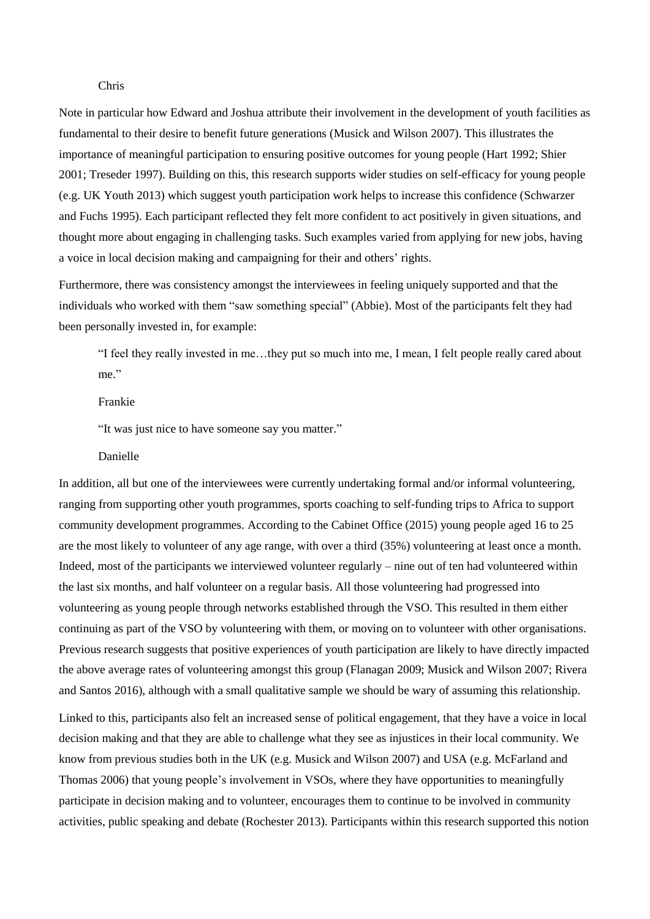Chris

Note in particular how Edward and Joshua attribute their involvement in the development of youth facilities as fundamental to their desire to benefit future generations (Musick and Wilson 2007). This illustrates the importance of meaningful participation to ensuring positive outcomes for young people (Hart 1992; Shier 2001; Treseder 1997). Building on this, this research supports wider studies on self-efficacy for young people (e.g. UK Youth 2013) which suggest youth participation work helps to increase this confidence (Schwarzer and Fuchs 1995). Each participant reflected they felt more confident to act positively in given situations, and thought more about engaging in challenging tasks. Such examples varied from applying for new jobs, having a voice in local decision making and campaigning for their and others' rights.

Furthermore, there was consistency amongst the interviewees in feeling uniquely supported and that the individuals who worked with them "saw something special" (Abbie). Most of the participants felt they had been personally invested in, for example:

> "I feel they really invested in me…they put so much into me, I mean, I felt people really cared about me."
>
> Frankie
>
> "It was just nice to have someone say you matter."
>
> Danielle

In addition, all but one of the interviewees were currently undertaking formal and/or informal volunteering, ranging from supporting other youth programmes, sports coaching to self-funding trips to Africa to support community development programmes. According to the Cabinet Office (2015) young people aged 16 to 25 are the most likely to volunteer of any age range, with over a third (35%) volunteering at least once a month. Indeed, most of the participants we interviewed volunteer regularly – nine out of ten had volunteered within the last six months, and half volunteer on a regular basis. All those volunteering had progressed into volunteering as young people through networks established through the VSO. This resulted in them either continuing as part of the VSO by volunteering with them, or moving on to volunteer with other organisations. Previous research suggests that positive experiences of youth participation are likely to have directly impacted the above average rates of volunteering amongst this group (Flanagan 2009; Musick and Wilson 2007; Rivera and Santos 2016), although with a small qualitative sample we should be wary of assuming this relationship.

Linked to this, participants also felt an increased sense of political engagement, that they have a voice in local decision making and that they are able to challenge what they see as injustices in their local community. We know from previous studies both in the UK (e.g. Musick and Wilson 2007) and USA (e.g. McFarland and Thomas 2006) that young people's involvement in VSOs, where they have opportunities to meaningfully participate in decision making and to volunteer, encourages them to continue to be involved in community activities, public speaking and debate (Rochester 2013). Participants within this research supported this notion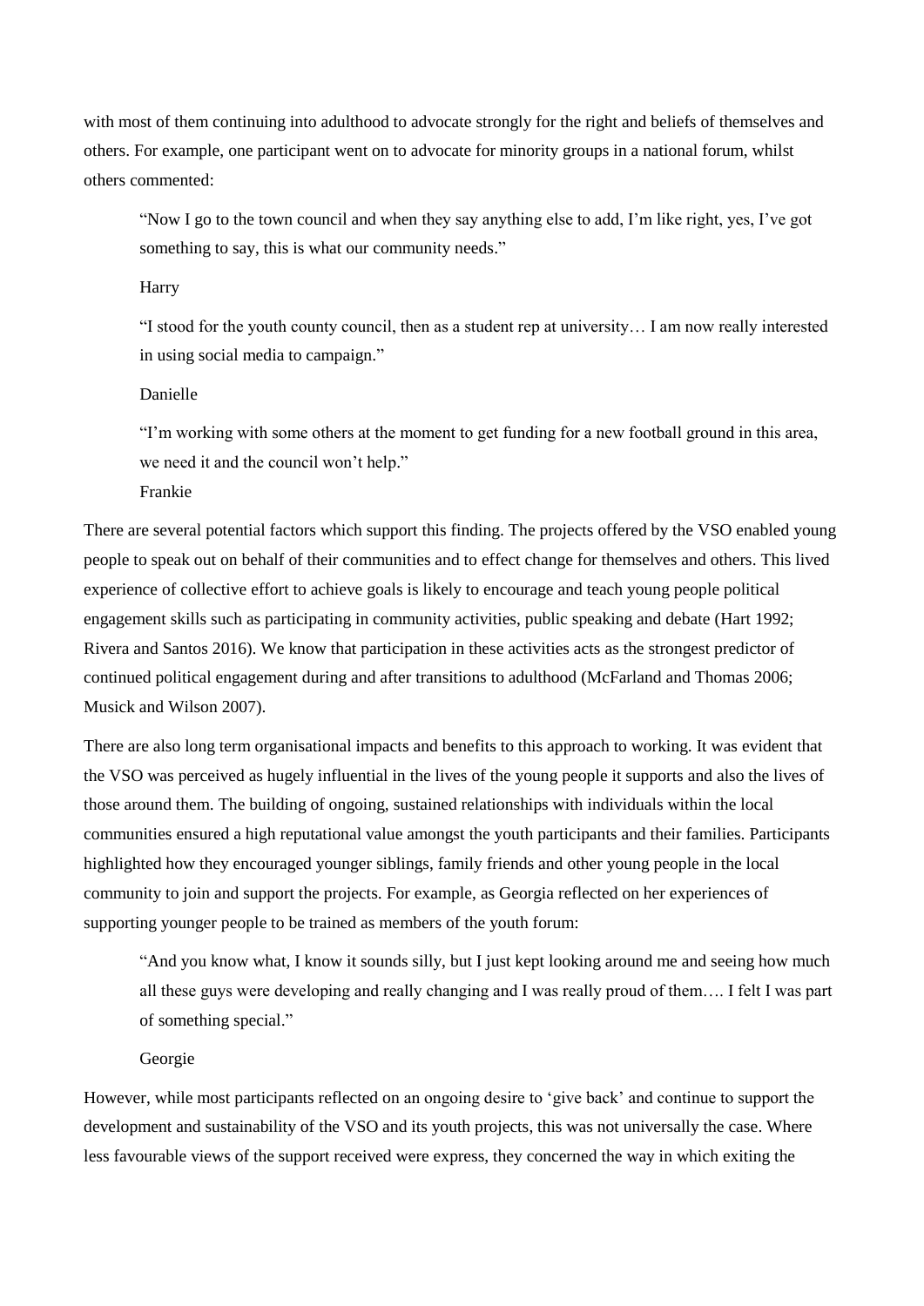with most of them continuing into adulthood to advocate strongly for the right and beliefs of themselves and others. For example, one participant went on to advocate for minority groups in a national forum, whilst others commented:

> "Now I go to the town council and when they say anything else to add, I'm like right, yes, I've got something to say, this is what our community needs."
>
> Harry

> "I stood for the youth county council, then as a student rep at university… I am now really interested in using social media to campaign."
>
> Danielle

> "I'm working with some others at the moment to get funding for a new football ground in this area, we need it and the council won't help."
>
> Frankie

There are several potential factors which support this finding. The projects offered by the VSO enabled young people to speak out on behalf of their communities and to effect change for themselves and others. This lived experience of collective effort to achieve goals is likely to encourage and teach young people political engagement skills such as participating in community activities, public speaking and debate (Hart 1992; Rivera and Santos 2016). We know that participation in these activities acts as the strongest predictor of continued political engagement during and after transitions to adulthood (McFarland and Thomas 2006; Musick and Wilson 2007).

There are also long term organisational impacts and benefits to this approach to working. It was evident that the VSO was perceived as hugely influential in the lives of the young people it supports and also the lives of those around them. The building of ongoing, sustained relationships with individuals within the local communities ensured a high reputational value amongst the youth participants and their families. Participants highlighted how they encouraged younger siblings, family friends and other young people in the local community to join and support the projects. For example, as Georgia reflected on her experiences of supporting younger people to be trained as members of the youth forum:

> "And you know what, I know it sounds silly, but I just kept looking around me and seeing how much all these guys were developing and really changing and I was really proud of them…. I felt I was part of something special."
>
> Georgie

However, while most participants reflected on an ongoing desire to 'give back' and continue to support the development and sustainability of the VSO and its youth projects, this was not universally the case. Where less favourable views of the support received were express, they concerned the way in which exiting the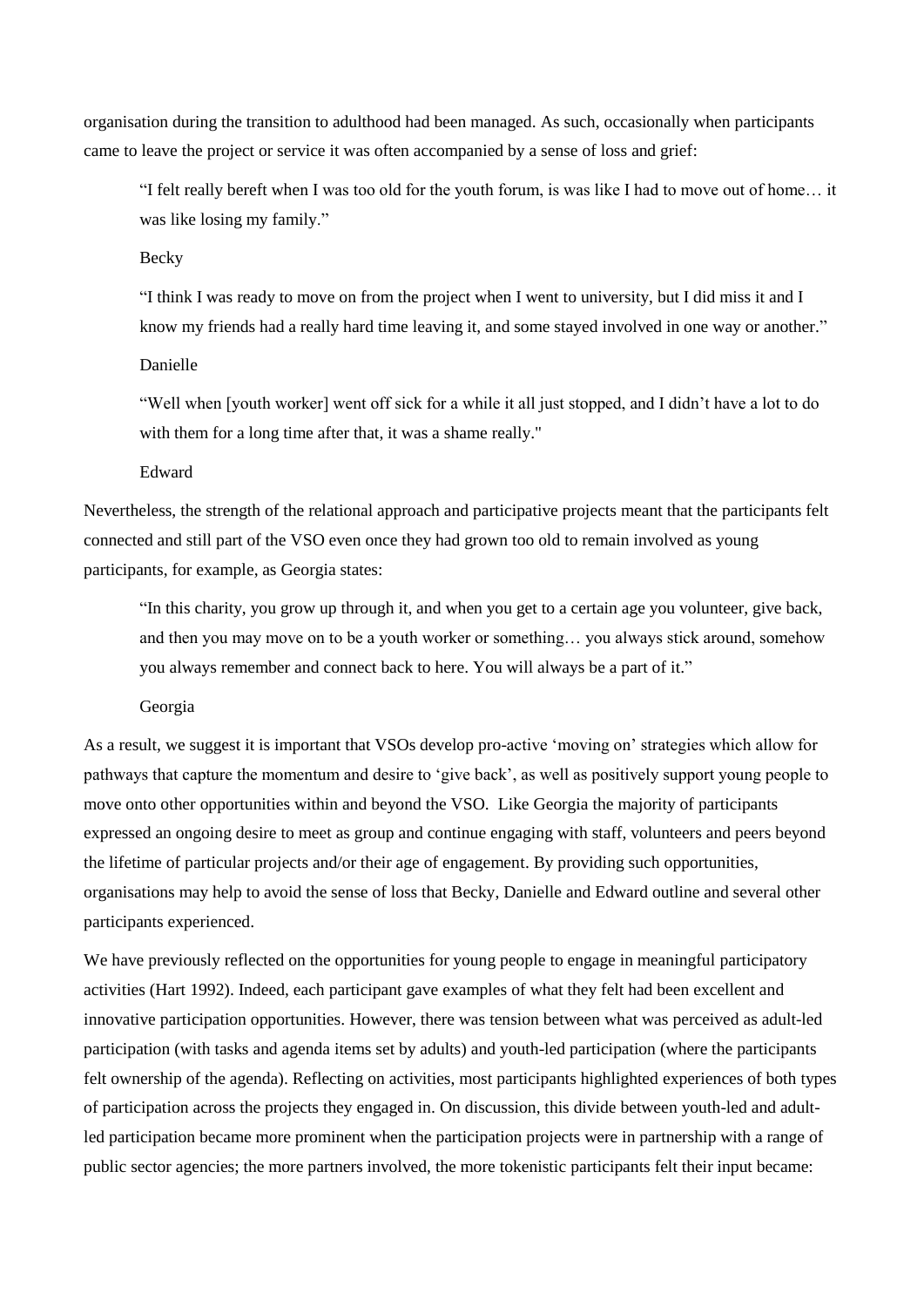organisation during the transition to adulthood had been managed. As such, occasionally when participants came to leave the project or service it was often accompanied by a sense of loss and grief:

> "I felt really bereft when I was too old for the youth forum, is was like I had to move out of home… it was like losing my family."
>
> Becky

> "I think I was ready to move on from the project when I went to university, but I did miss it and I know my friends had a really hard time leaving it, and some stayed involved in one way or another."
>
> Danielle

> "Well when [youth worker] went off sick for a while it all just stopped, and I didn't have a lot to do with them for a long time after that, it was a shame really."
>
> Edward

Nevertheless, the strength of the relational approach and participative projects meant that the participants felt connected and still part of the VSO even once they had grown too old to remain involved as young participants, for example, as Georgia states:

> "In this charity, you grow up through it, and when you get to a certain age you volunteer, give back, and then you may move on to be a youth worker or something… you always stick around, somehow you always remember and connect back to here. You will always be a part of it."
>
> Georgia

As a result, we suggest it is important that VSOs develop pro-active 'moving on' strategies which allow for pathways that capture the momentum and desire to 'give back', as well as positively support young people to move onto other opportunities within and beyond the VSO. Like Georgia the majority of participants expressed an ongoing desire to meet as group and continue engaging with staff, volunteers and peers beyond the lifetime of particular projects and/or their age of engagement. By providing such opportunities, organisations may help to avoid the sense of loss that Becky, Danielle and Edward outline and several other participants experienced.

We have previously reflected on the opportunities for young people to engage in meaningful participatory activities (Hart 1992). Indeed, each participant gave examples of what they felt had been excellent and innovative participation opportunities. However, there was tension between what was perceived as adult-led participation (with tasks and agenda items set by adults) and youth-led participation (where the participants felt ownership of the agenda). Reflecting on activities, most participants highlighted experiences of both types of participation across the projects they engaged in. On discussion, this divide between youth-led and adult-led participation became more prominent when the participation projects were in partnership with a range of public sector agencies; the more partners involved, the more tokenistic participants felt their input became: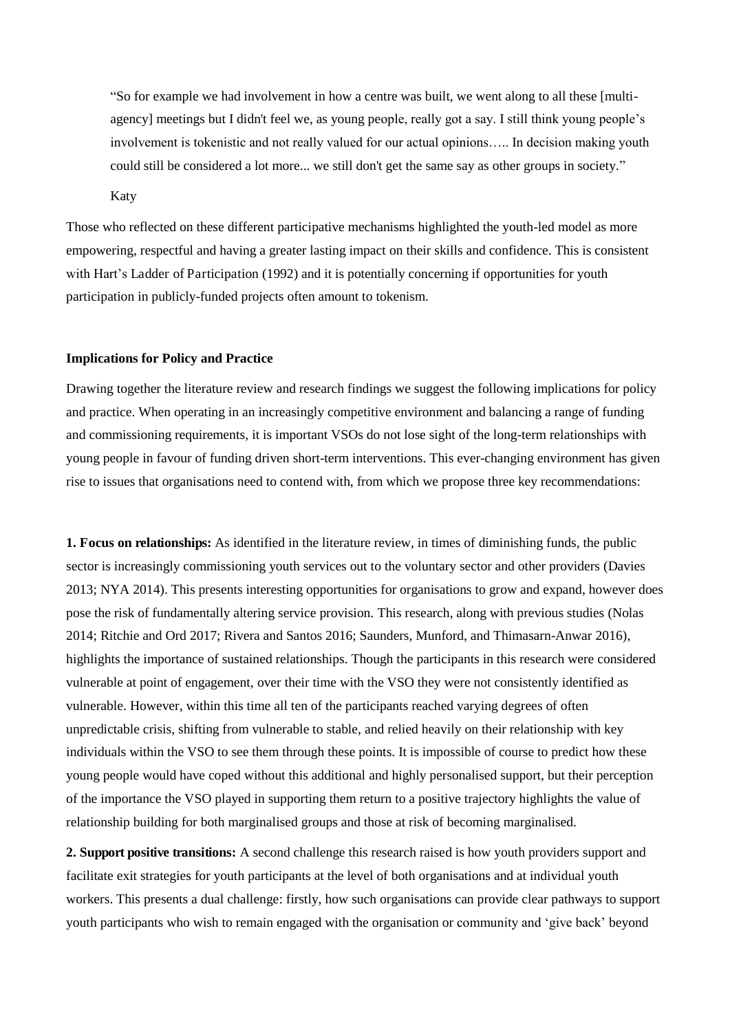> "So for example we had involvement in how a centre was built, we went along to all these [multi-agency] meetings but I didn't feel we, as young people, really got a say. I still think young people's involvement is tokenistic and not really valued for our actual opinions….. In decision making youth could still be considered a lot more... we still don't get the same say as other groups in society."
>
> Katy

Those who reflected on these different participative mechanisms highlighted the youth-led model as more empowering, respectful and having a greater lasting impact on their skills and confidence. This is consistent with Hart's Ladder of Participation (1992) and it is potentially concerning if opportunities for youth participation in publicly-funded projects often amount to tokenism.

**Implications for Policy and Practice**

Drawing together the literature review and research findings we suggest the following implications for policy and practice. When operating in an increasingly competitive environment and balancing a range of funding and commissioning requirements, it is important VSOs do not lose sight of the long-term relationships with young people in favour of funding driven short-term interventions. This ever-changing environment has given rise to issues that organisations need to contend with, from which we propose three key recommendations:

**1. Focus on relationships:** As identified in the literature review, in times of diminishing funds, the public sector is increasingly commissioning youth services out to the voluntary sector and other providers (Davies 2013; NYA 2014). This presents interesting opportunities for organisations to grow and expand, however does pose the risk of fundamentally altering service provision. This research, along with previous studies (Nolas 2014; Ritchie and Ord 2017; Rivera and Santos 2016; Saunders, Munford, and Thimasarn-Anwar 2016), highlights the importance of sustained relationships. Though the participants in this research were considered vulnerable at point of engagement, over their time with the VSO they were not consistently identified as vulnerable. However, within this time all ten of the participants reached varying degrees of often unpredictable crisis, shifting from vulnerable to stable, and relied heavily on their relationship with key individuals within the VSO to see them through these points. It is impossible of course to predict how these young people would have coped without this additional and highly personalised support, but their perception of the importance the VSO played in supporting them return to a positive trajectory highlights the value of relationship building for both marginalised groups and those at risk of becoming marginalised.

**2. Support positive transitions:** A second challenge this research raised is how youth providers support and facilitate exit strategies for youth participants at the level of both organisations and at individual youth workers. This presents a dual challenge: firstly, how such organisations can provide clear pathways to support youth participants who wish to remain engaged with the organisation or community and 'give back' beyond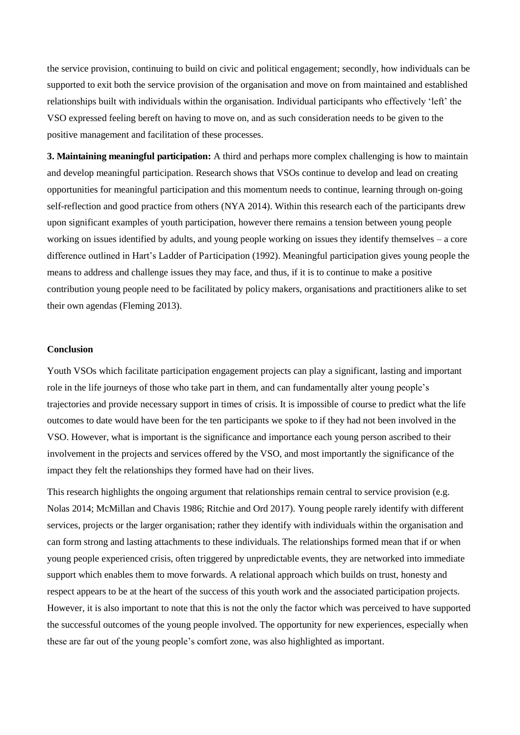the service provision, continuing to build on civic and political engagement; secondly, how individuals can be supported to exit both the service provision of the organisation and move on from maintained and established relationships built with individuals within the organisation. Individual participants who effectively 'left' the VSO expressed feeling bereft on having to move on, and as such consideration needs to be given to the positive management and facilitation of these processes.

**3. Maintaining meaningful participation:** A third and perhaps more complex challenging is how to maintain and develop meaningful participation. Research shows that VSOs continue to develop and lead on creating opportunities for meaningful participation and this momentum needs to continue, learning through on-going self-reflection and good practice from others (NYA 2014). Within this research each of the participants drew upon significant examples of youth participation, however there remains a tension between young people working on issues identified by adults, and young people working on issues they identify themselves – a core difference outlined in Hart's Ladder of Participation (1992). Meaningful participation gives young people the means to address and challenge issues they may face, and thus, if it is to continue to make a positive contribution young people need to be facilitated by policy makers, organisations and practitioners alike to set their own agendas (Fleming 2013).

### Conclusion

Youth VSOs which facilitate participation engagement projects can play a significant, lasting and important role in the life journeys of those who take part in them, and can fundamentally alter young people's trajectories and provide necessary support in times of crisis. It is impossible of course to predict what the life outcomes to date would have been for the ten participants we spoke to if they had not been involved in the VSO. However, what is important is the significance and importance each young person ascribed to their involvement in the projects and services offered by the VSO, and most importantly the significance of the impact they felt the relationships they formed have had on their lives.

This research highlights the ongoing argument that relationships remain central to service provision (e.g. Nolas 2014; McMillan and Chavis 1986; Ritchie and Ord 2017). Young people rarely identify with different services, projects or the larger organisation; rather they identify with individuals within the organisation and can form strong and lasting attachments to these individuals. The relationships formed mean that if or when young people experienced crisis, often triggered by unpredictable events, they are networked into immediate support which enables them to move forwards. A relational approach which builds on trust, honesty and respect appears to be at the heart of the success of this youth work and the associated participation projects. However, it is also important to note that this is not the only the factor which was perceived to have supported the successful outcomes of the young people involved. The opportunity for new experiences, especially when these are far out of the young people's comfort zone, was also highlighted as important.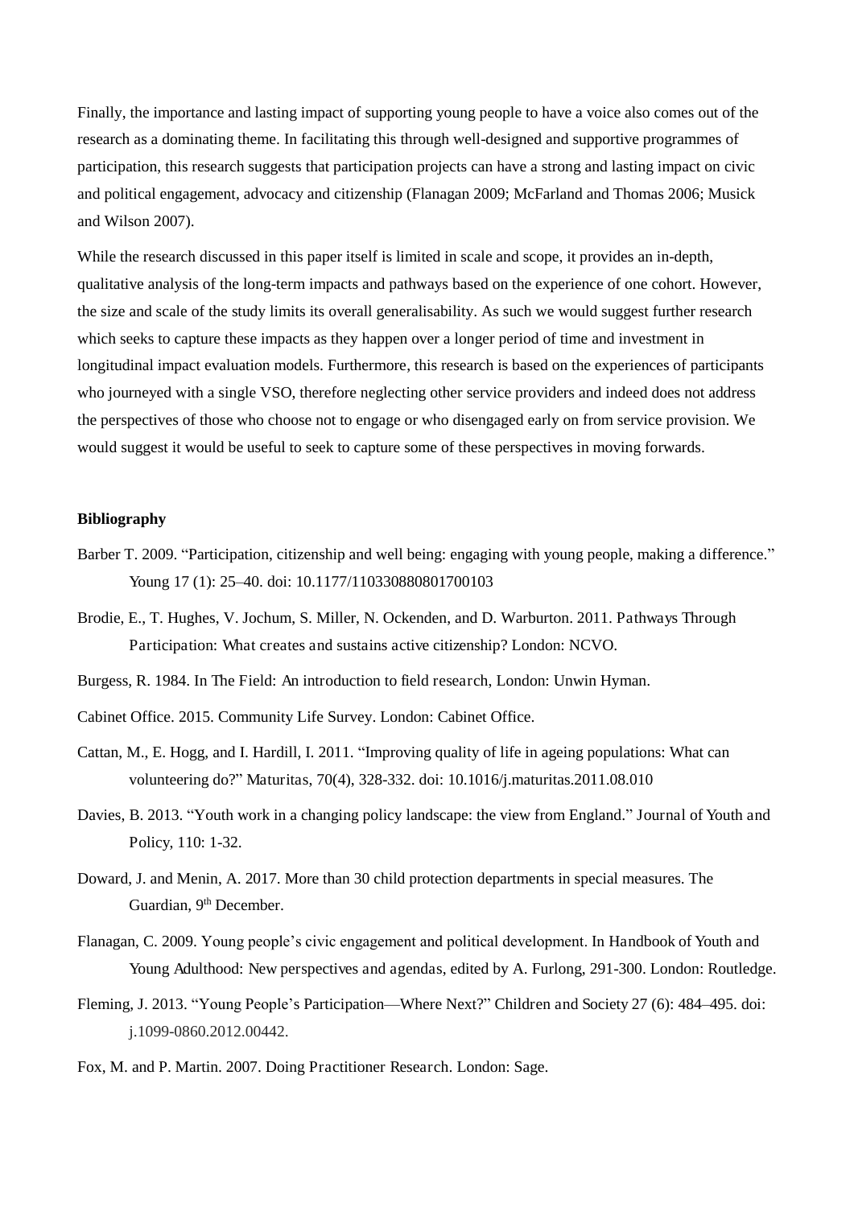Finally, the importance and lasting impact of supporting young people to have a voice also comes out of the research as a dominating theme. In facilitating this through well-designed and supportive programmes of participation, this research suggests that participation projects can have a strong and lasting impact on civic and political engagement, advocacy and citizenship (Flanagan 2009; McFarland and Thomas 2006; Musick and Wilson 2007).

While the research discussed in this paper itself is limited in scale and scope, it provides an in-depth, qualitative analysis of the long-term impacts and pathways based on the experience of one cohort. However, the size and scale of the study limits its overall generalisability. As such we would suggest further research which seeks to capture these impacts as they happen over a longer period of time and investment in longitudinal impact evaluation models. Furthermore, this research is based on the experiences of participants who journeyed with a single VSO, therefore neglecting other service providers and indeed does not address the perspectives of those who choose not to engage or who disengaged early on from service provision. We would suggest it would be useful to seek to capture some of these perspectives in moving forwards.

**Bibliography**

Barber T. 2009. "Participation, citizenship and well being: engaging with young people, making a difference." Young 17 (1): 25–40. doi: 10.1177/110330880801700103

Brodie, E., T. Hughes, V. Jochum, S. Miller, N. Ockenden, and D. Warburton. 2011. Pathways Through Participation: What creates and sustains active citizenship? London: NCVO.

Burgess, R. 1984. In The Field: An introduction to field research, London: Unwin Hyman.

Cabinet Office. 2015. Community Life Survey. London: Cabinet Office.

Cattan, M., E. Hogg, and I. Hardill, I. 2011. "Improving quality of life in ageing populations: What can volunteering do?" Maturitas, 70(4), 328-332. doi: 10.1016/j.maturitas.2011.08.010

Davies, B. 2013. "Youth work in a changing policy landscape: the view from England." Journal of Youth and Policy, 110: 1-32.

Doward, J. and Menin, A. 2017. More than 30 child protection departments in special measures. The Guardian, 9th December.

Flanagan, C. 2009. Young people's civic engagement and political development. In Handbook of Youth and Young Adulthood: New perspectives and agendas, edited by A. Furlong, 291-300. London: Routledge.

Fleming, J. 2013. "Young People's Participation—Where Next?" Children and Society 27 (6): 484–495. doi: j.1099-0860.2012.00442.

Fox, M. and P. Martin. 2007. Doing Practitioner Research. London: Sage.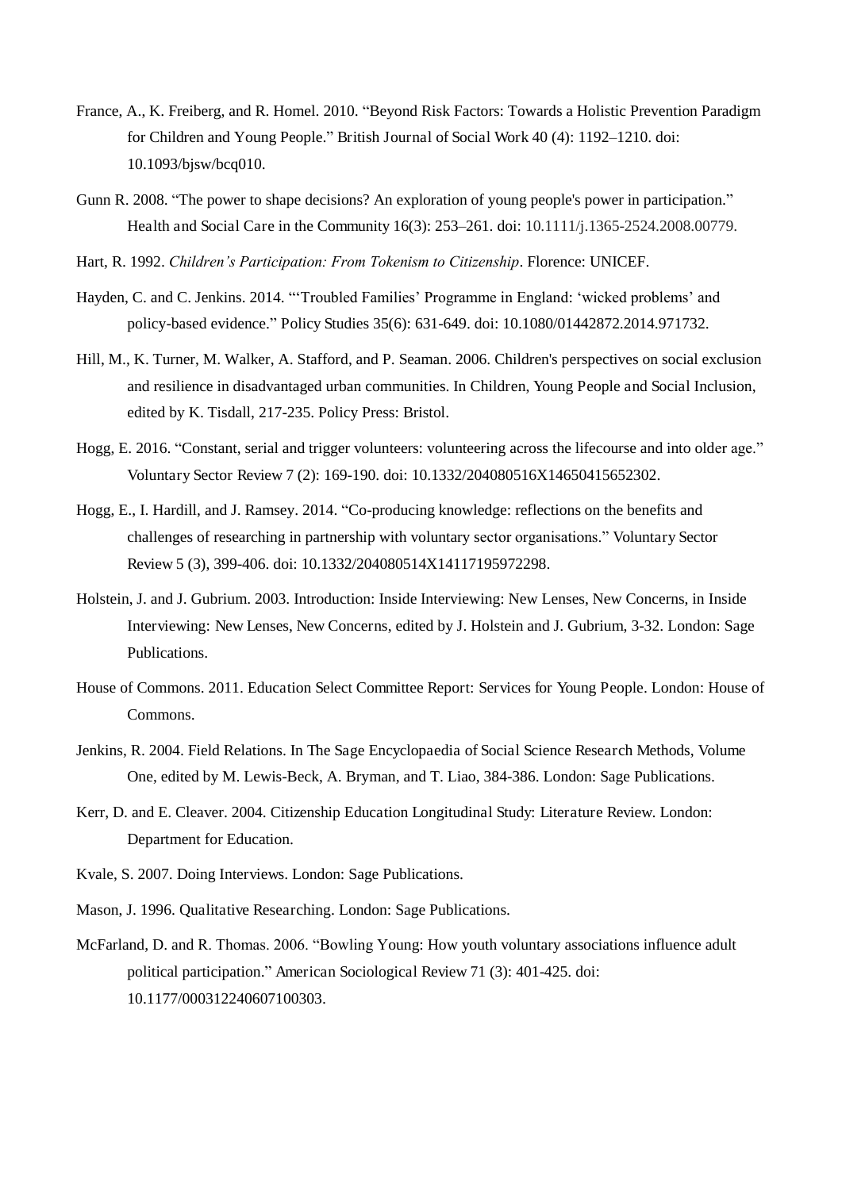France, A., K. Freiberg, and R. Homel. 2010. "Beyond Risk Factors: Towards a Holistic Prevention Paradigm for Children and Young People." British Journal of Social Work 40 (4): 1192–1210. doi: 10.1093/bjsw/bcq010.

Gunn R. 2008. "The power to shape decisions? An exploration of young people's power in participation." Health and Social Care in the Community 16(3): 253–261. doi: 10.1111/j.1365-2524.2008.00779.

Hart, R. 1992. *Children's Participation: From Tokenism to Citizenship*. Florence: UNICEF.

Hayden, C. and C. Jenkins. 2014. "'Troubled Families' Programme in England: 'wicked problems' and policy-based evidence." Policy Studies 35(6): 631-649. doi: 10.1080/01442872.2014.971732.

Hill, M., K. Turner, M. Walker, A. Stafford, and P. Seaman. 2006. Children's perspectives on social exclusion and resilience in disadvantaged urban communities. In Children, Young People and Social Inclusion, edited by K. Tisdall, 217-235. Policy Press: Bristol.

Hogg, E. 2016. "Constant, serial and trigger volunteers: volunteering across the lifecourse and into older age." Voluntary Sector Review 7 (2): 169-190. doi: 10.1332/204080516X14650415652302.

Hogg, E., I. Hardill, and J. Ramsey. 2014. "Co-producing knowledge: reflections on the benefits and challenges of researching in partnership with voluntary sector organisations." Voluntary Sector Review 5 (3), 399-406. doi: 10.1332/204080514X14117195972298.

Holstein, J. and J. Gubrium. 2003. Introduction: Inside Interviewing: New Lenses, New Concerns, in Inside Interviewing: New Lenses, New Concerns, edited by J. Holstein and J. Gubrium, 3-32. London: Sage Publications.

House of Commons. 2011. Education Select Committee Report: Services for Young People. London: House of Commons.

Jenkins, R. 2004. Field Relations. In The Sage Encyclopaedia of Social Science Research Methods, Volume One, edited by M. Lewis-Beck, A. Bryman, and T. Liao, 384-386. London: Sage Publications.

Kerr, D. and E. Cleaver. 2004. Citizenship Education Longitudinal Study: Literature Review. London: Department for Education.

Kvale, S. 2007. Doing Interviews. London: Sage Publications.

Mason, J. 1996. Qualitative Researching. London: Sage Publications.

McFarland, D. and R. Thomas. 2006. "Bowling Young: How youth voluntary associations influence adult political participation." American Sociological Review 71 (3): 401-425. doi: 10.1177/000312240607100303.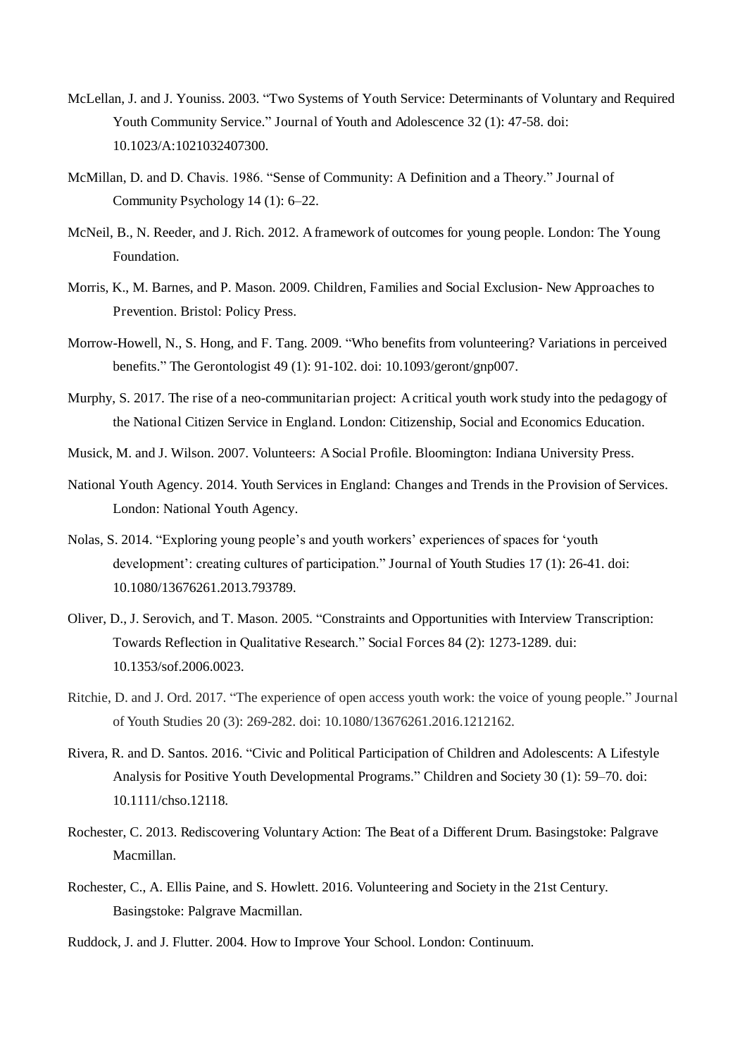McLellan, J. and J. Youniss. 2003. “Two Systems of Youth Service: Determinants of Voluntary and Required Youth Community Service.” Journal of Youth and Adolescence 32 (1): 47-58. doi: 10.1023/A:1021032407300.

McMillan, D. and D. Chavis. 1986. “Sense of Community: A Definition and a Theory.” Journal of Community Psychology 14 (1): 6–22.

McNeil, B., N. Reeder, and J. Rich. 2012. A framework of outcomes for young people. London: The Young Foundation.

Morris, K., M. Barnes, and P. Mason. 2009. Children, Families and Social Exclusion- New Approaches to Prevention. Bristol: Policy Press.

Morrow-Howell, N., S. Hong, and F. Tang. 2009. “Who benefits from volunteering? Variations in perceived benefits.” The Gerontologist 49 (1): 91-102. doi: 10.1093/geront/gnp007.

Murphy, S. 2017. The rise of a neo-communitarian project: A critical youth work study into the pedagogy of the National Citizen Service in England. London: Citizenship, Social and Economics Education.

Musick, M. and J. Wilson. 2007. Volunteers: A Social Profile. Bloomington: Indiana University Press.

National Youth Agency. 2014. Youth Services in England: Changes and Trends in the Provision of Services. London: National Youth Agency.

Nolas, S. 2014. “Exploring young people’s and youth workers’ experiences of spaces for ‘youth development’: creating cultures of participation.” Journal of Youth Studies 17 (1): 26-41. doi: 10.1080/13676261.2013.793789.

Oliver, D., J. Serovich, and T. Mason. 2005. “Constraints and Opportunities with Interview Transcription: Towards Reflection in Qualitative Research.” Social Forces 84 (2): 1273-1289. dui: 10.1353/sof.2006.0023.

Ritchie, D. and J. Ord. 2017. “The experience of open access youth work: the voice of young people.” Journal of Youth Studies 20 (3): 269-282. doi: 10.1080/13676261.2016.1212162.

Rivera, R. and D. Santos. 2016. “Civic and Political Participation of Children and Adolescents: A Lifestyle Analysis for Positive Youth Developmental Programs.” Children and Society 30 (1): 59–70. doi: 10.1111/chso.12118.

Rochester, C. 2013. Rediscovering Voluntary Action: The Beat of a Different Drum. Basingstoke: Palgrave Macmillan.

Rochester, C., A. Ellis Paine, and S. Howlett. 2016. Volunteering and Society in the 21st Century. Basingstoke: Palgrave Macmillan.

Ruddock, J. and J. Flutter. 2004. How to Improve Your School. London: Continuum.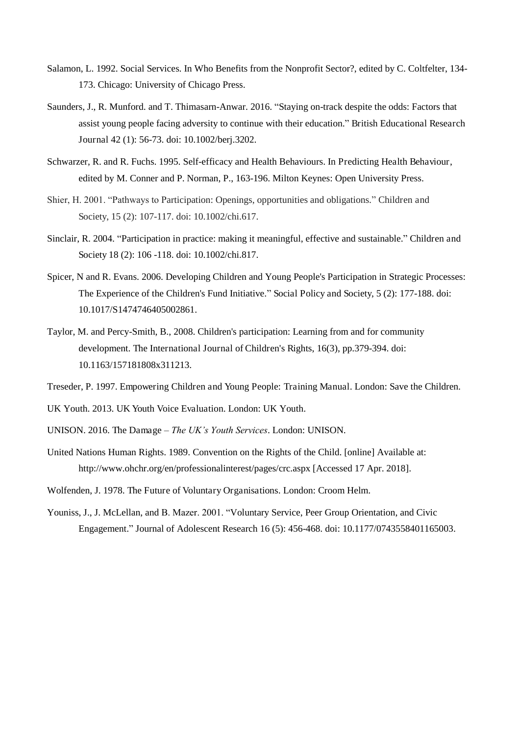Salamon, L. 1992. Social Services. In Who Benefits from the Nonprofit Sector?, edited by C. Coltfelter, 134-173. Chicago: University of Chicago Press.

Saunders, J., R. Munford. and T. Thimasarn-Anwar. 2016. "Staying on-track despite the odds: Factors that assist young people facing adversity to continue with their education." British Educational Research Journal 42 (1): 56-73. doi: 10.1002/berj.3202.

Schwarzer, R. and R. Fuchs. 1995. Self-efficacy and Health Behaviours. In Predicting Health Behaviour, edited by M. Conner and P. Norman, P., 163-196. Milton Keynes: Open University Press.

Shier, H. 2001. "Pathways to Participation: Openings, opportunities and obligations." Children and Society, 15 (2): 107-117. doi: 10.1002/chi.617.

Sinclair, R. 2004. "Participation in practice: making it meaningful, effective and sustainable." Children and Society 18 (2): 106 -118. doi: 10.1002/chi.817.

Spicer, N and R. Evans. 2006. Developing Children and Young People's Participation in Strategic Processes: The Experience of the Children's Fund Initiative." Social Policy and Society, 5 (2): 177-188. doi: 10.1017/S1474746405002861.

Taylor, M. and Percy-Smith, B., 2008. Children's participation: Learning from and for community development. The International Journal of Children's Rights, 16(3), pp.379-394. doi: 10.1163/157181808x311213.

Treseder, P. 1997. Empowering Children and Young People: Training Manual. London: Save the Children.

UK Youth. 2013. UK Youth Voice Evaluation. London: UK Youth.

UNISON. 2016. The Damage – *The UK's Youth Services*. London: UNISON.

United Nations Human Rights. 1989. Convention on the Rights of the Child. [online] Available at: http://www.ohchr.org/en/professionalinterest/pages/crc.aspx [Accessed 17 Apr. 2018].

Wolfenden, J. 1978. The Future of Voluntary Organisations. London: Croom Helm.

Youniss, J., J. McLellan, and B. Mazer. 2001. "Voluntary Service, Peer Group Orientation, and Civic Engagement." Journal of Adolescent Research 16 (5): 456-468. doi: 10.1177/0743558401165003.